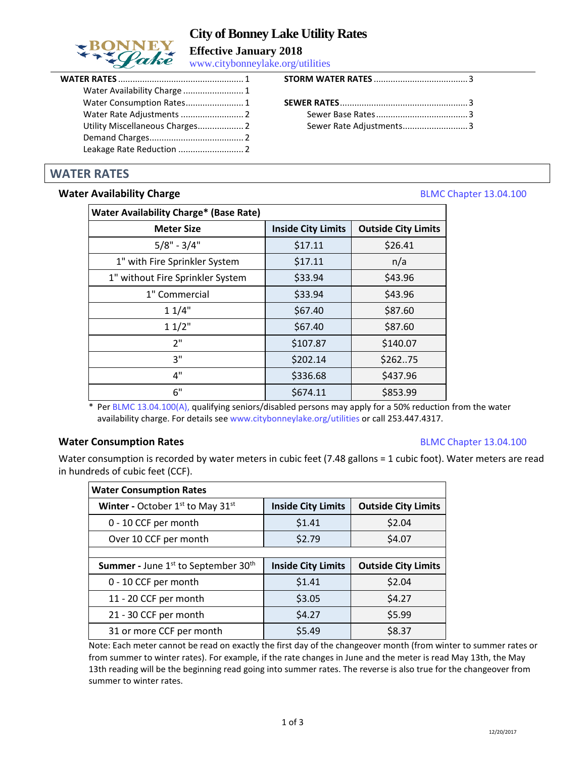# City of Bonney Lake Utility Rates

**Effective January 2018**

www.citybonneylake.org/utilities

**WATER RATES** .................................................. 1
- Water Availability Charge ......................... 1
- Water Consumption Rates........................ 1
- Water Rate Adjustments .......................... 2
- Utility Miscellaneous Charges................... 2
- Demand Charges....................................... 2
- Leakage Rate Reduction ........................... 2

**STORM WATER RATES** ...................................... 3

**SEWER RATES**.................................................... 3
- Sewer Base Rates...................................... 3
- Sewer Rate Adjustments........................... 3

## WATER RATES

### Water Availability Charge

BLMC Chapter 13.04.100

| Water Availability Charge* (Base Rate) | | |
|---|---|---|
| **Meter Size** | **Inside City Limits** | **Outside City Limits** |
| 5/8" - 3/4" | $17.11 | $26.41 |
| 1" with Fire Sprinkler System | $17.11 | n/a |
| 1" without Fire Sprinkler System | $33.94 | $43.96 |
| 1" Commercial | $33.94 | $43.96 |
| 1 1/4" | $67.40 | $87.60 |
| 1 1/2" | $67.40 | $87.60 |
| 2" | $107.87 | $140.07 |
| 3" | $202.14 | $262..75 |
| 4" | $336.68 | $437.96 |
| 6" | $674.11 | $853.99 |

\* Per BLMC 13.04.100(A), qualifying seniors/disabled persons may apply for a 50% reduction from the water availability charge. For details see www.citybonneylake.org/utilities or call 253.447.4317.

### Water Consumption Rates

BLMC Chapter 13.04.100

Water consumption is recorded by water meters in cubic feet (7.48 gallons = 1 cubic foot). Water meters are read in hundreds of cubic feet (CCF).

| Water Consumption Rates | | |
|---|---|---|
| **Winter -** October 1st to May 31st | **Inside City Limits** | **Outside City Limits** |
| 0 - 10 CCF per month | $1.41 | $2.04 |
| Over 10 CCF per month | $2.79 | $4.07 |
| | | |
| **Summer -** June 1st to September 30th | **Inside City Limits** | **Outside City Limits** |
| 0 - 10 CCF per month | $1.41 | $2.04 |
| 11 - 20 CCF per month | $3.05 | $4.27 |
| 21 - 30 CCF per month | $4.27 | $5.99 |
| 31 or more CCF per month | $5.49 | $8.37 |

Note: Each meter cannot be read on exactly the first day of the changeover month (from winter to summer rates or from summer to winter rates). For example, if the rate changes in June and the meter is read May 13th, the May 13th reading will be the beginning read going into summer rates. The reverse is also true for the changeover from summer to winter rates.

12/20/2017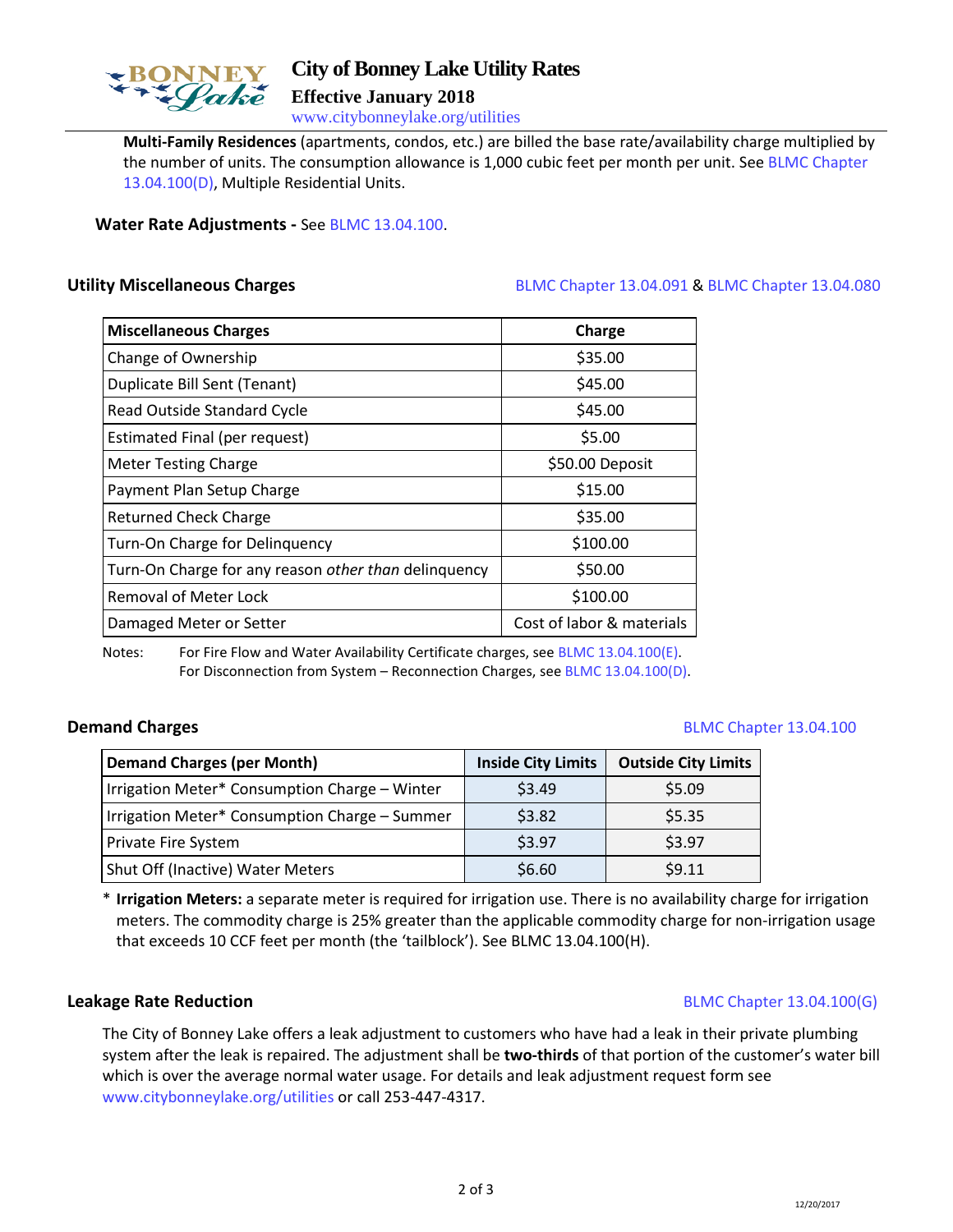**Multi-Family Residences** (apartments, condos, etc.) are billed the base rate/availability charge multiplied by the number of units. The consumption allowance is 1,000 cubic feet per month per unit. See BLMC Chapter 13.04.100(D), Multiple Residential Units.

**Water Rate Adjustments -** See BLMC 13.04.100.

## Utility Miscellaneous Charges

BLMC Chapter 13.04.091 & BLMC Chapter 13.04.080

| Miscellaneous Charges | Charge |
|---|---|
| Change of Ownership | $35.00 |
| Duplicate Bill Sent (Tenant) | $45.00 |
| Read Outside Standard Cycle | $45.00 |
| Estimated Final (per request) | $5.00 |
| Meter Testing Charge | $50.00 Deposit |
| Payment Plan Setup Charge | $15.00 |
| Returned Check Charge | $35.00 |
| Turn-On Charge for Delinquency | $100.00 |
| Turn-On Charge for any reason *other than* delinquency | $50.00 |
| Removal of Meter Lock | $100.00 |
| Damaged Meter or Setter | Cost of labor & materials |

Notes: For Fire Flow and Water Availability Certificate charges, see BLMC 13.04.100(E).
For Disconnection from System – Reconnection Charges, see BLMC 13.04.100(D).

## Demand Charges

BLMC Chapter 13.04.100

| Demand Charges (per Month) | Inside City Limits | Outside City Limits |
|---|---|---|
| Irrigation Meter* Consumption Charge – Winter | $3.49 | $5.09 |
| Irrigation Meter* Consumption Charge – Summer | $3.82 | $5.35 |
| Private Fire System | $3.97 | $3.97 |
| Shut Off (Inactive) Water Meters | $6.60 | $9.11 |

* **Irrigation Meters:** a separate meter is required for irrigation use. There is no availability charge for irrigation meters. The commodity charge is 25% greater than the applicable commodity charge for non-irrigation usage that exceeds 10 CCF feet per month (the 'tailblock'). See BLMC 13.04.100(H).

## Leakage Rate Reduction

BLMC Chapter 13.04.100(G)

The City of Bonney Lake offers a leak adjustment to customers who have had a leak in their private plumbing system after the leak is repaired. The adjustment shall be **two-thirds** of that portion of the customer's water bill which is over the average normal water usage. For details and leak adjustment request form see www.citybonneylake.org/utilities or call 253-447-4317.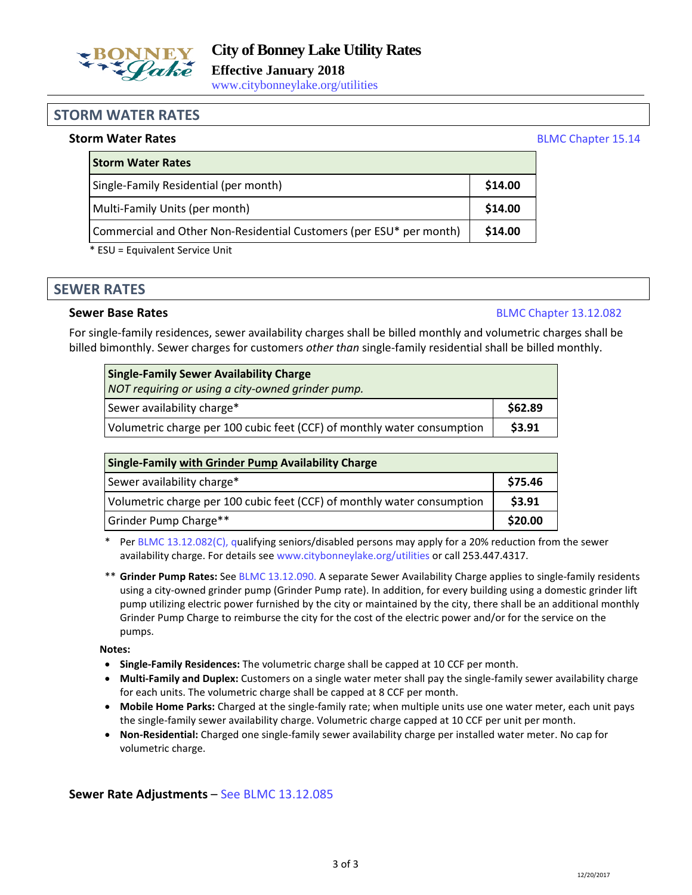# City of Bonney Lake Utility Rates

**Effective January 2018**

www.citybonneylake.org/utilities

## STORM WATER RATES

### Storm Water Rates

BLMC Chapter 15.14

| Storm Water Rates | |
|---|---|
| Single-Family Residential (per month) | **$14.00** |
| Multi-Family Units (per month) | **$14.00** |
| Commercial and Other Non-Residential Customers (per ESU* per month) | **$14.00** |

\* ESU = Equivalent Service Unit

## SEWER RATES

### Sewer Base Rates

BLMC Chapter 13.12.082

For single-family residences, sewer availability charges shall be billed monthly and volumetric charges shall be billed bimonthly. Sewer charges for customers *other than* single-family residential shall be billed monthly.

| **Single-Family Sewer Availability Charge** *NOT requiring or using a city-owned grinder pump.* | |
|---|---|
| Sewer availability charge* | **$62.89** |
| Volumetric charge per 100 cubic feet (CCF) of monthly water consumption | **$3.91** |

| **Single-Family with Grinder Pump Availability Charge** | |
|---|---|
| Sewer availability charge* | **$75.46** |
| Volumetric charge per 100 cubic feet (CCF) of monthly water consumption | **$3.91** |
| Grinder Pump Charge** | **$20.00** |

\* Per BLMC 13.12.082(C), qualifying seniors/disabled persons may apply for a 20% reduction from the sewer availability charge. For details see www.citybonneylake.org/utilities or call 253.447.4317.

\*\* **Grinder Pump Rates:** See BLMC 13.12.090. A separate Sewer Availability Charge applies to single-family residents using a city-owned grinder pump (Grinder Pump rate). In addition, for every building using a domestic grinder lift pump utilizing electric power furnished by the city or maintained by the city, there shall be an additional monthly Grinder Pump Charge to reimburse the city for the cost of the electric power and/or for the service on the pumps.

**Notes:**

- **Single-Family Residences:** The volumetric charge shall be capped at 10 CCF per month.
- **Multi-Family and Duplex:** Customers on a single water meter shall pay the single-family sewer availability charge for each units. The volumetric charge shall be capped at 8 CCF per month.
- **Mobile Home Parks:** Charged at the single-family rate; when multiple units use one water meter, each unit pays the single-family sewer availability charge. Volumetric charge capped at 10 CCF per unit per month.
- **Non-Residential:** Charged one single-family sewer availability charge per installed water meter. No cap for volumetric charge.

### Sewer Rate Adjustments – See BLMC 13.12.085

12/20/2017